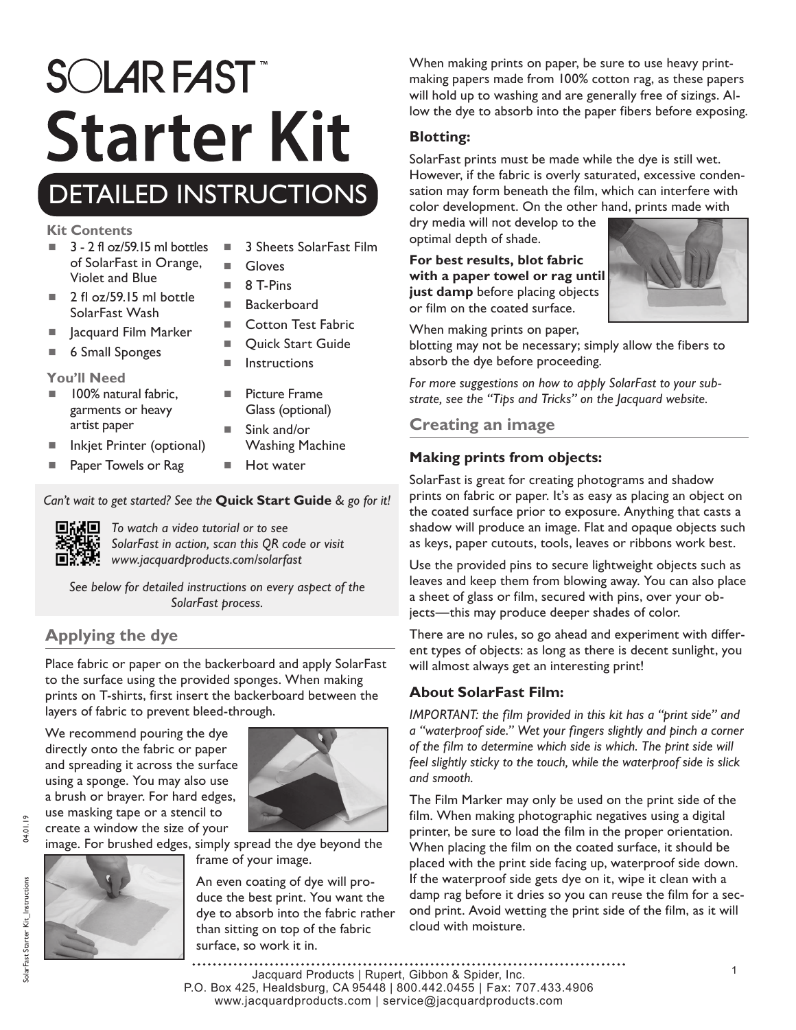# SOLAR FAST™

# Starter Kit

## DETAILED INSTRUCTIONS

**Kit Contents**

- 3 - 2 fl oz/59.15 ml bottles of SolarFast in Orange, Violet and Blue
- 2 fl oz/59.15 ml bottle SolarFast Wash
- Jacquard Film Marker
- 6 Small Sponges
- 3 Sheets SolarFast Film
- Gloves
- 8 T-Pins
- Backerboard
- Cotton Test Fabric
- Quick Start Guide
- Instructions

**You'll Need**

- 100% natural fabric, garments or heavy artist paper
- Inkjet Printer (optional)
- Paper Towels or Rag
- Picture Frame Glass (optional)
- Sink and/or Washing Machine
- Hot water

*Can't wait to get started? See the **Quick Start Guide** & go for it!*

*To watch a video tutorial or to see SolarFast in action, scan this QR code or visit www.jacquardproducts.com/solarfast*

*See below for detailed instructions on every aspect of the SolarFast process.*

## Applying the dye

Place fabric or paper on the backerboard and apply SolarFast to the surface using the provided sponges. When making prints on T-shirts, first insert the backerboard between the layers of fabric to prevent bleed-through.

We recommend pouring the dye directly onto the fabric or paper and spreading it across the surface using a sponge. You may also use a brush or brayer. For hard edges, use masking tape or a stencil to create a window the size of your image. For brushed edges, simply spread the dye beyond the frame of your image.

An even coating of dye will produce the best print. You want the dye to absorb into the fabric rather than sitting on top of the fabric surface, so work it in.

When making prints on paper, be sure to use heavy printmaking papers made from 100% cotton rag, as these papers will hold up to washing and are generally free of sizings. Allow the dye to absorb into the paper fibers before exposing.

### Blotting:

SolarFast prints must be made while the dye is still wet. However, if the fabric is overly saturated, excessive condensation may form beneath the film, which can interfere with color development. On the other hand, prints made with dry media will not develop to the optimal depth of shade.

**For best results, blot fabric with a paper towel or rag until just damp** before placing objects or film on the coated surface.

When making prints on paper, blotting may not be necessary; simply allow the fibers to absorb the dye before proceeding.

*For more suggestions on how to apply SolarFast to your substrate, see the "Tips and Tricks" on the Jacquard website.*

## Creating an image

### Making prints from objects:

SolarFast is great for creating photograms and shadow prints on fabric or paper. It's as easy as placing an object on the coated surface prior to exposure. Anything that casts a shadow will produce an image. Flat and opaque objects such as keys, paper cutouts, tools, leaves or ribbons work best.

Use the provided pins to secure lightweight objects such as leaves and keep them from blowing away. You can also place a sheet of glass or film, secured with pins, over your objects—this may produce deeper shades of color.

There are no rules, so go ahead and experiment with different types of objects: as long as there is decent sunlight, you will almost always get an interesting print!

### About SolarFast Film:

*IMPORTANT: the film provided in this kit has a "print side" and a "waterproof side." Wet your fingers slightly and pinch a corner of the film to determine which side is which. The print side will feel slightly sticky to the touch, while the waterproof side is slick and smooth.*

The Film Marker may only be used on the print side of the film. When making photographic negatives using a digital printer, be sure to load the film in the proper orientation. When placing the film on the coated surface, it should be placed with the print side facing up, waterproof side down. If the waterproof side gets dye on it, wipe it clean with a damp rag before it dries so you can reuse the film for a second print. Avoid wetting the print side of the film, as it will cloud with moisture.

Jacquard Products | Rupert, Gibbon & Spider, Inc.
P.O. Box 425, Healdsburg, CA 95448 | 800.442.0455 | Fax: 707.433.4906
www.jacquardproducts.com | service@jacquardproducts.com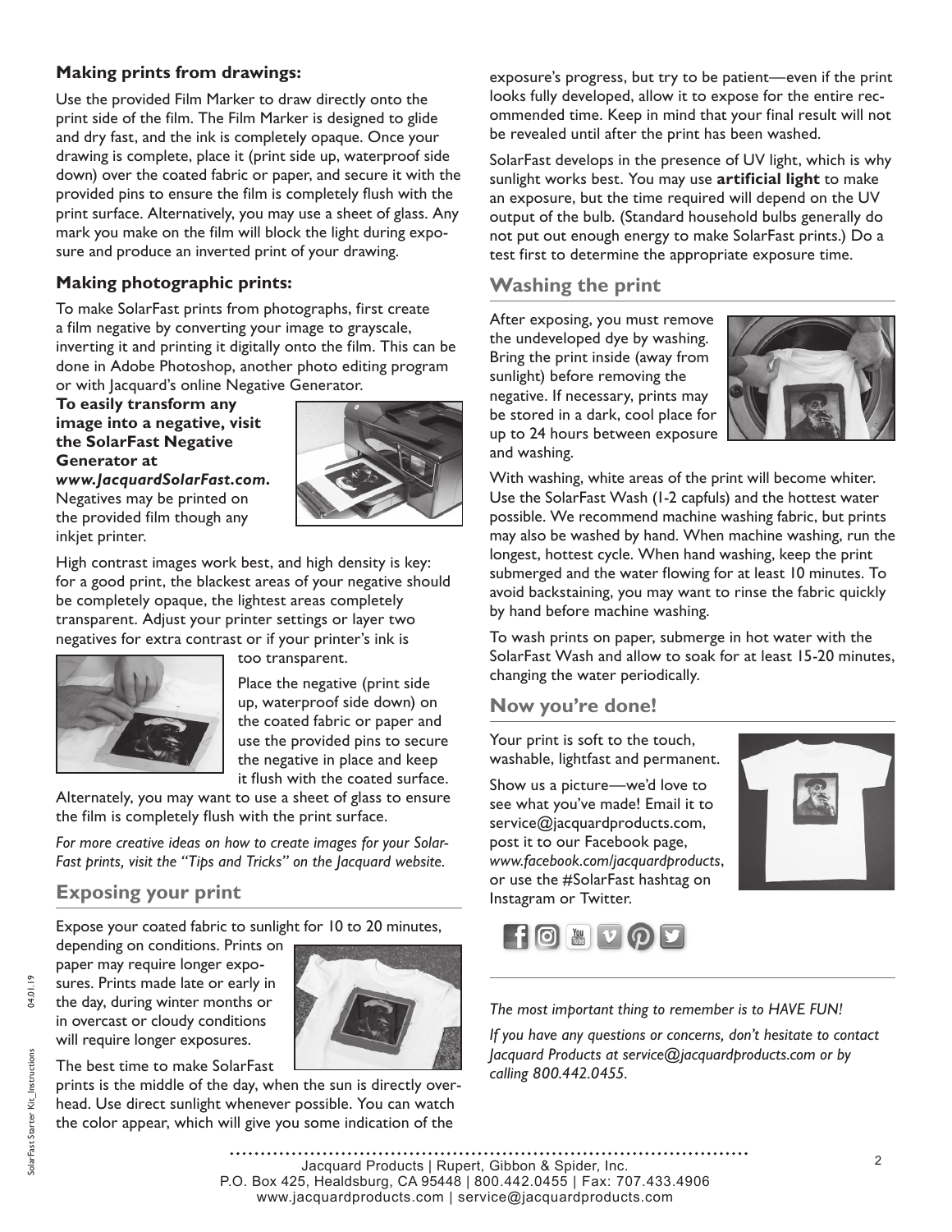### Making prints from drawings:

Use the provided Film Marker to draw directly onto the print side of the film. The Film Marker is designed to glide and dry fast, and the ink is completely opaque. Once your drawing is complete, place it (print side up, waterproof side down) over the coated fabric or paper, and secure it with the provided pins to ensure the film is completely flush with the print surface. Alternatively, you may use a sheet of glass. Any mark you make on the film will block the light during exposure and produce an inverted print of your drawing.

### Making photographic prints:

To make SolarFast prints from photographs, first create a film negative by converting your image to grayscale, inverting it and printing it digitally onto the film. This can be done in Adobe Photoshop, another photo editing program or with Jacquard's online Negative Generator.

**To easily transform any image into a negative, visit the SolarFast Negative Generator at *www.JacquardSolarFast.com.*** Negatives may be printed on the provided film though any inkjet printer.

High contrast images work best, and high density is key: for a good print, the blackest areas of your negative should be completely opaque, the lightest areas completely transparent. Adjust your printer settings or layer two negatives for extra contrast or if your printer's ink is too transparent.

Place the negative (print side up, waterproof side down) on the coated fabric or paper and use the provided pins to secure the negative in place and keep it flush with the coated surface. Alternately, you may want to use a sheet of glass to ensure the film is completely flush with the print surface.

*For more creative ideas on how to create images for your SolarFast prints, visit the "Tips and Tricks" on the Jacquard website.*

## Exposing your print

Expose your coated fabric to sunlight for 10 to 20 minutes, depending on conditions. Prints on paper may require longer exposures. Prints made late or early in the day, during winter months or in overcast or cloudy conditions will require longer exposures.

The best time to make SolarFast prints is the middle of the day, when the sun is directly overhead. Use direct sunlight whenever possible. You can watch the color appear, which will give you some indication of the exposure's progress, but try to be patient—even if the print looks fully developed, allow it to expose for the entire recommended time. Keep in mind that your final result will not be revealed until after the print has been washed.

SolarFast develops in the presence of UV light, which is why sunlight works best. You may use **artificial light** to make an exposure, but the time required will depend on the UV output of the bulb. (Standard household bulbs generally do not put out enough energy to make SolarFast prints.) Do a test first to determine the appropriate exposure time.

## Washing the print

After exposing, you must remove the undeveloped dye by washing. Bring the print inside (away from sunlight) before removing the negative. If necessary, prints may be stored in a dark, cool place for up to 24 hours between exposure and washing.

With washing, white areas of the print will become whiter. Use the SolarFast Wash (1-2 capfuls) and the hottest water possible. We recommend machine washing fabric, but prints may also be washed by hand. When machine washing, run the longest, hottest cycle. When hand washing, keep the print submerged and the water flowing for at least 10 minutes. To avoid backstaining, you may want to rinse the fabric quickly by hand before machine washing.

To wash prints on paper, submerge in hot water with the SolarFast Wash and allow to soak for at least 15-20 minutes, changing the water periodically.

## Now you're done!

Your print is soft to the touch, washable, lightfast and permanent.

Show us a picture—we'd love to see what you've made! Email it to service@jacquardproducts.com, post it to our Facebook page, *www.facebook.com/jacquardproducts*, or use the #SolarFast hashtag on Instagram or Twitter.

*The most important thing to remember is to HAVE FUN!*

*If you have any questions or concerns, don't hesitate to contact Jacquard Products at service@jacquardproducts.com or by calling 800.442.0455.*

Jacquard Products | Rupert, Gibbon & Spider, Inc.
P.O. Box 425, Healdsburg, CA 95448 | 800.442.0455 | Fax: 707.433.4906
www.jacquardproducts.com | service@jacquardproducts.com